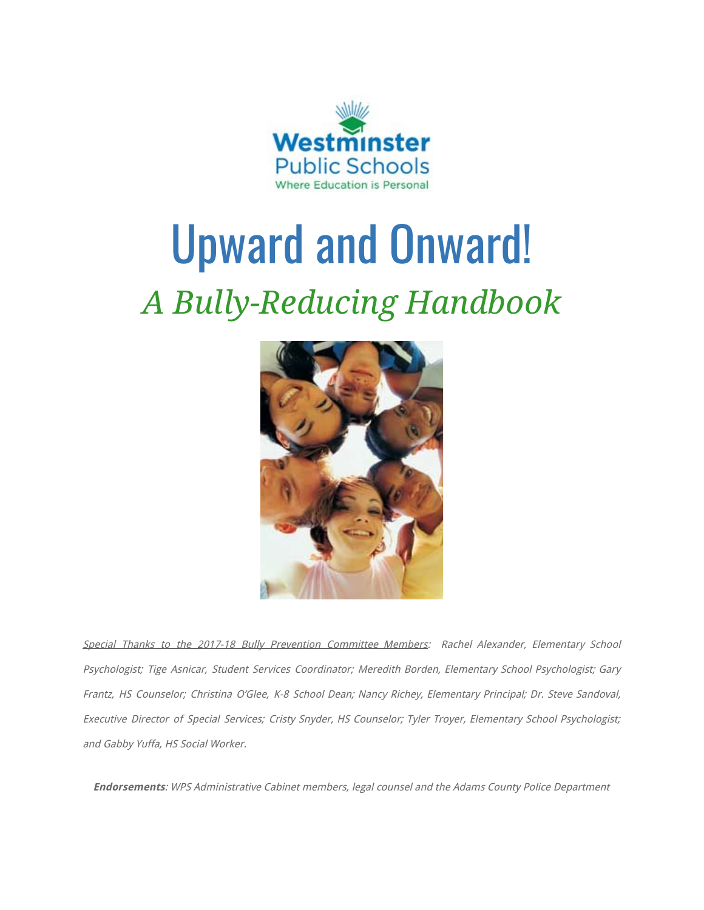Westminster Public Schools

Where Education is Personal

# Upward and Onward!

## *A Bully-Reducing Handbook*

*Special Thanks to the 2017-18 Bully Prevention Committee Members: Rachel Alexander, Elementary School Psychologist; Tige Asnicar, Student Services Coordinator; Meredith Borden, Elementary School Psychologist; Gary Frantz, HS Counselor; Christina O'Glee, K-8 School Dean; Nancy Richey, Elementary Principal; Dr. Steve Sandoval, Executive Director of Special Services; Cristy Snyder, HS Counselor; Tyler Troyer, Elementary School Psychologist; and Gabby Yuffa, HS Social Worker.*

***Endorsements**: WPS Administrative Cabinet members, legal counsel and the Adams County Police Department*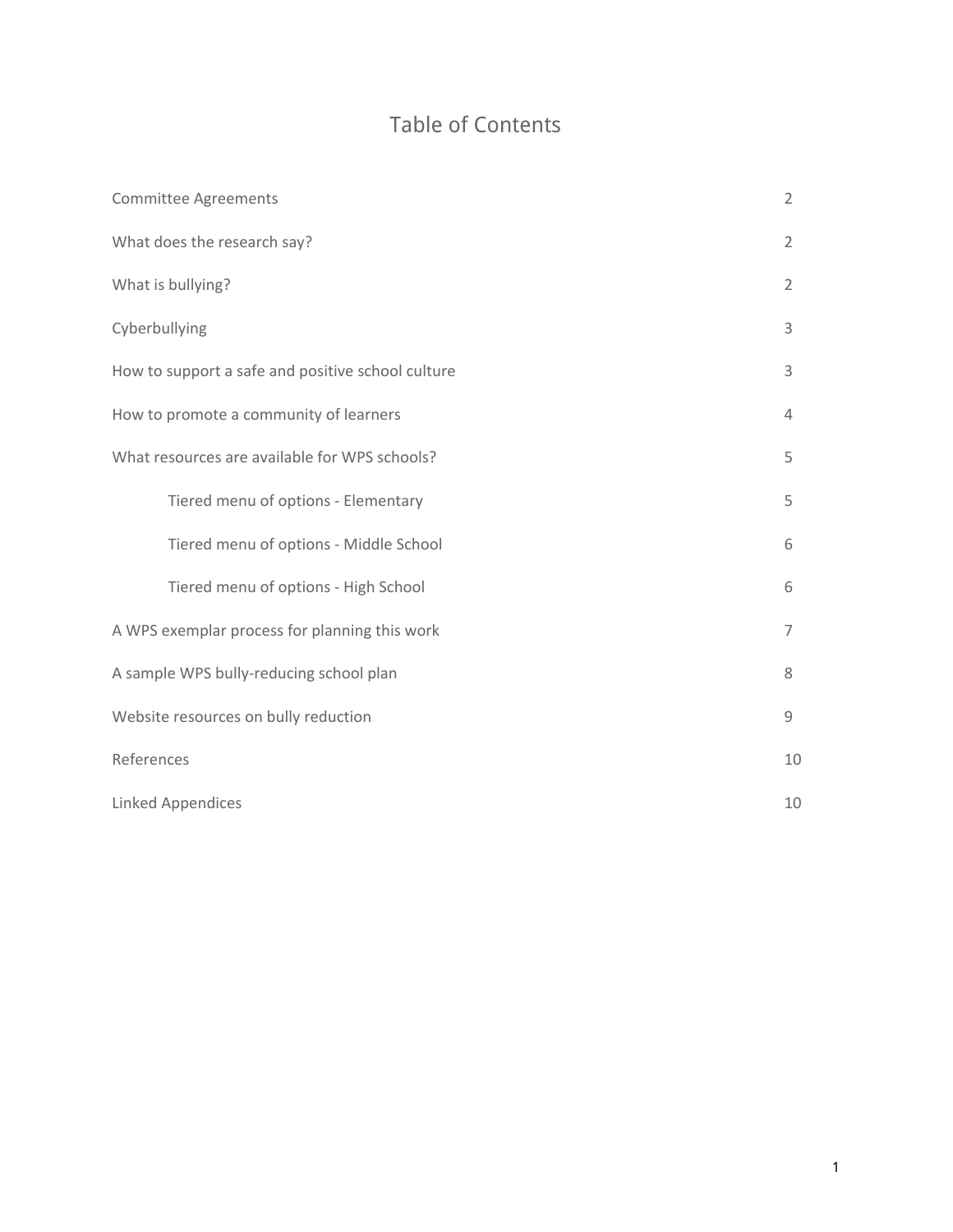# Table of Contents

| | |
|---|---|
| Committee Agreements | 2 |
| What does the research say? | 2 |
| What is bullying? | 2 |
| Cyberbullying | 3 |
| How to support a safe and positive school culture | 3 |
| How to promote a community of learners | 4 |
| What resources are available for WPS schools? | 5 |
| Tiered menu of options - Elementary | 5 |
| Tiered menu of options - Middle School | 6 |
| Tiered menu of options - High School | 6 |
| A WPS exemplar process for planning this work | 7 |
| A sample WPS bully-reducing school plan | 8 |
| Website resources on bully reduction | 9 |
| References | 10 |
| Linked Appendices | 10 |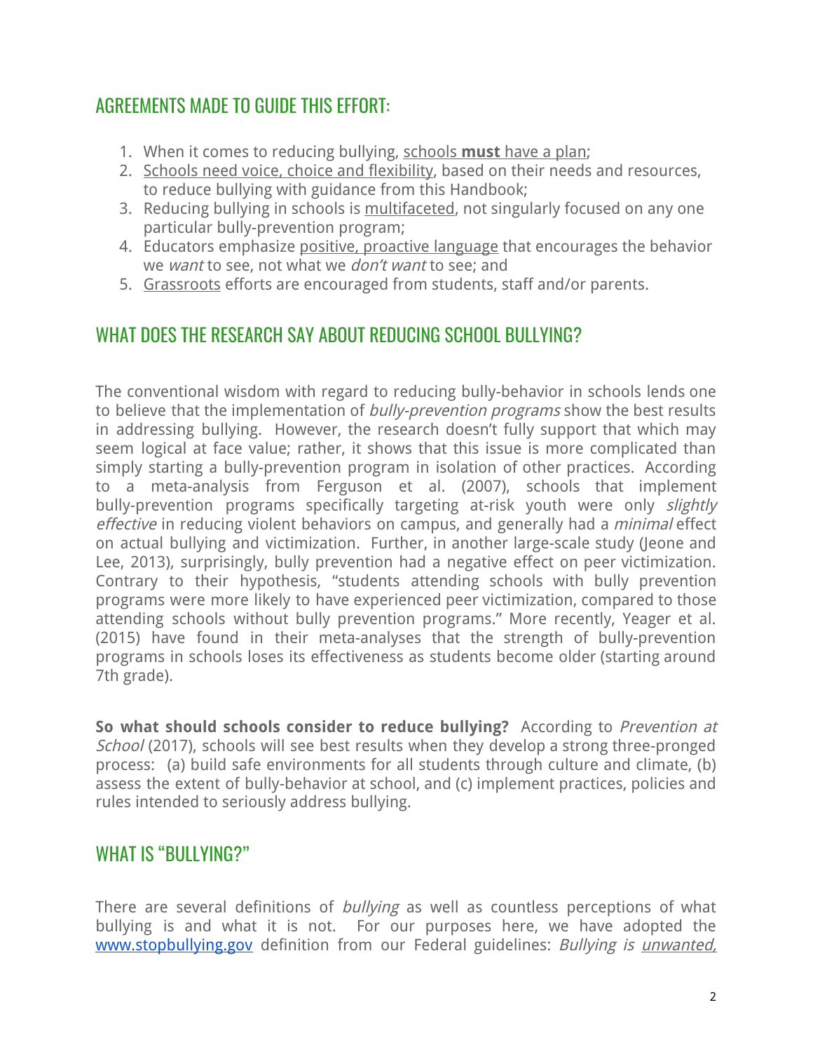## AGREEMENTS MADE TO GUIDE THIS EFFORT:

1. When it comes to reducing bullying, <u>schools **must** have a plan</u>;
2. <u>Schools need voice, choice and flexibility</u>, based on their needs and resources, to reduce bullying with guidance from this Handbook;
3. Reducing bullying in schools is <u>multifaceted</u>, not singularly focused on any one particular bully-prevention program;
4. Educators emphasize <u>positive, proactive language</u> that encourages the behavior we *want* to see, not what we *don't want* to see; and
5. <u>Grassroots</u> efforts are encouraged from students, staff and/or parents.

## WHAT DOES THE RESEARCH SAY ABOUT REDUCING SCHOOL BULLYING?

The conventional wisdom with regard to reducing bully-behavior in schools lends one to believe that the implementation of *bully-prevention programs* show the best results in addressing bullying. However, the research doesn't fully support that which may seem logical at face value; rather, it shows that this issue is more complicated than simply starting a bully-prevention program in isolation of other practices. According to a meta-analysis from Ferguson et al. (2007), schools that implement bully-prevention programs specifically targeting at-risk youth were only *slightly effective* in reducing violent behaviors on campus, and generally had a *minimal* effect on actual bullying and victimization. Further, in another large-scale study (Jeone and Lee, 2013), surprisingly, bully prevention had a negative effect on peer victimization. Contrary to their hypothesis, "students attending schools with bully prevention programs were more likely to have experienced peer victimization, compared to those attending schools without bully prevention programs." More recently, Yeager et al. (2015) have found in their meta-analyses that the strength of bully-prevention programs in schools loses its effectiveness as students become older (starting around 7th grade).

**So what should schools consider to reduce bullying?** According to *Prevention at School* (2017), schools will see best results when they develop a strong three-pronged process: (a) build safe environments for all students through culture and climate, (b) assess the extent of bully-behavior at school, and (c) implement practices, policies and rules intended to seriously address bullying.

## WHAT IS "BULLYING?"

There are several definitions of *bullying* as well as countless perceptions of what bullying is and what it is not. For our purposes here, we have adopted the [www.stopbullying.gov](http://www.stopbullying.gov) definition from our Federal guidelines: *Bullying is <u>unwanted,</u>*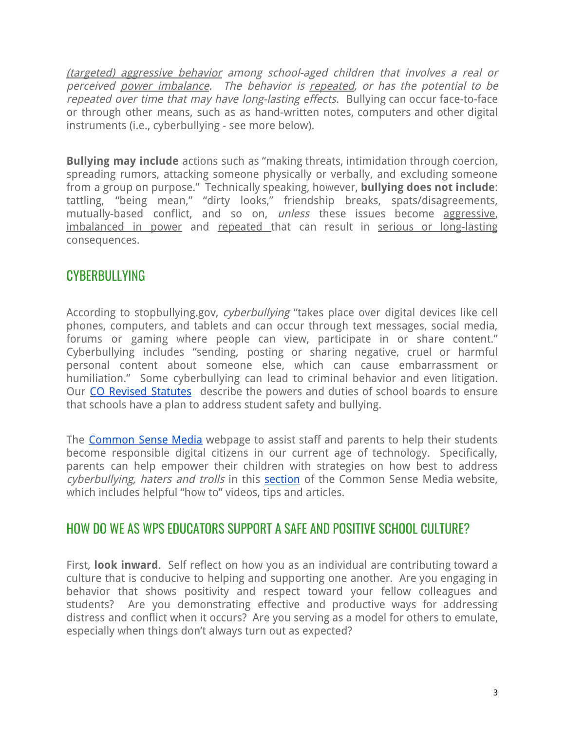*(targeted) aggressive behavior among school-aged children that involves a real or perceived power imbalance. The behavior is repeated, or has the potential to be repeated over time that may have long-lasting effects.* Bullying can occur face-to-face or through other means, such as as hand-written notes, computers and other digital instruments (i.e., cyberbullying - see more below).

**Bullying may include** actions such as "making threats, intimidation through coercion, spreading rumors, attacking someone physically or verbally, and excluding someone from a group on purpose." Technically speaking, however, **bullying does not include**: tattling, "being mean," "dirty looks," friendship breaks, spats/disagreements, mutually-based conflict, and so on, *unless* these issues become aggressive, imbalanced in power and repeated that can result in serious or long-lasting consequences.

## CYBERBULLYING

According to stopbullying.gov, *cyberbullying* "takes place over digital devices like cell phones, computers, and tablets and can occur through text messages, social media, forums or gaming where people can view, participate in or share content." Cyberbullying includes "sending, posting or sharing negative, cruel or harmful personal content about someone else, which can cause embarrassment or humiliation." Some cyberbullying can lead to criminal behavior and even litigation. Our [CO Revised Statutes] describe the powers and duties of school boards to ensure that schools have a plan to address student safety and bullying.

The [Common Sense Media] webpage to assist staff and parents to help their students become responsible digital citizens in our current age of technology. Specifically, parents can help empower their children with strategies on how best to address *cyberbullying, haters and trolls* in this [section] of the Common Sense Media website, which includes helpful "how to" videos, tips and articles.

## HOW DO WE AS WPS EDUCATORS SUPPORT A SAFE AND POSITIVE SCHOOL CULTURE?

First, **look inward**. Self reflect on how you as an individual are contributing toward a culture that is conducive to helping and supporting one another. Are you engaging in behavior that shows positivity and respect toward your fellow colleagues and students? Are you demonstrating effective and productive ways for addressing distress and conflict when it occurs? Are you serving as a model for others to emulate, especially when things don't always turn out as expected?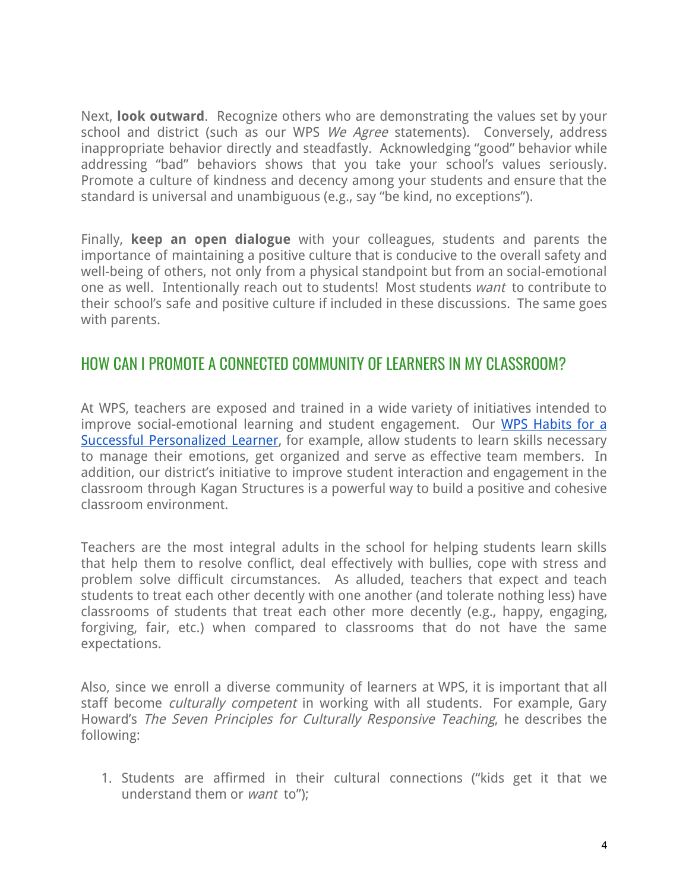Next, **look outward**. Recognize others who are demonstrating the values set by your school and district (such as our WPS *We Agree* statements). Conversely, address inappropriate behavior directly and steadfastly. Acknowledging "good" behavior while addressing "bad" behaviors shows that you take your school's values seriously. Promote a culture of kindness and decency among your students and ensure that the standard is universal and unambiguous (e.g., say "be kind, no exceptions").

Finally, **keep an open dialogue** with your colleagues, students and parents the importance of maintaining a positive culture that is conducive to the overall safety and well-being of others, not only from a physical standpoint but from an social-emotional one as well. Intentionally reach out to students! Most students *want* to contribute to their school's safe and positive culture if included in these discussions. The same goes with parents.

## HOW CAN I PROMOTE A CONNECTED COMMUNITY OF LEARNERS IN MY CLASSROOM?

At WPS, teachers are exposed and trained in a wide variety of initiatives intended to improve social-emotional learning and student engagement. Our WPS Habits for a Successful Personalized Learner, for example, allow students to learn skills necessary to manage their emotions, get organized and serve as effective team members. In addition, our district's initiative to improve student interaction and engagement in the classroom through Kagan Structures is a powerful way to build a positive and cohesive classroom environment.

Teachers are the most integral adults in the school for helping students learn skills that help them to resolve conflict, deal effectively with bullies, cope with stress and problem solve difficult circumstances. As alluded, teachers that expect and teach students to treat each other decently with one another (and tolerate nothing less) have classrooms of students that treat each other more decently (e.g., happy, engaging, forgiving, fair, etc.) when compared to classrooms that do not have the same expectations.

Also, since we enroll a diverse community of learners at WPS, it is important that all staff become *culturally competent* in working with all students. For example, Gary Howard's *The Seven Principles for Culturally Responsive Teaching*, he describes the following:

1. Students are affirmed in their cultural connections ("kids get it that we understand them or *want* to");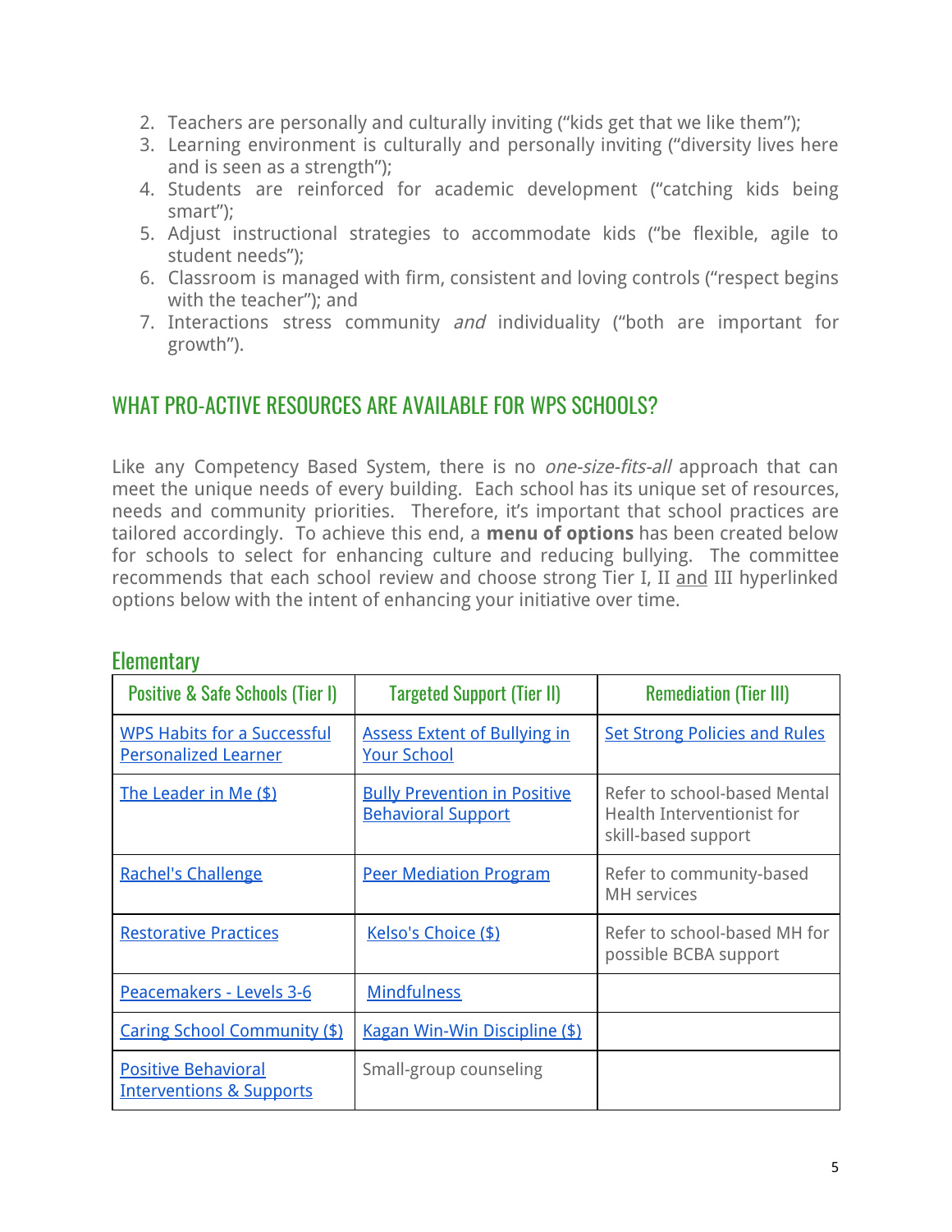2. Teachers are personally and culturally inviting ("kids get that we like them");
3. Learning environment is culturally and personally inviting ("diversity lives here and is seen as a strength");
4. Students are reinforced for academic development ("catching kids being smart");
5. Adjust instructional strategies to accommodate kids ("be flexible, agile to student needs");
6. Classroom is managed with firm, consistent and loving controls ("respect begins with the teacher"); and
7. Interactions stress community *and* individuality ("both are important for growth").

## WHAT PRO-ACTIVE RESOURCES ARE AVAILABLE FOR WPS SCHOOLS?

Like any Competency Based System, there is no *one-size-fits-all* approach that can meet the unique needs of every building. Each school has its unique set of resources, needs and community priorities. Therefore, it's important that school practices are tailored accordingly. To achieve this end, a **menu of options** has been created below for schools to select for enhancing culture and reducing bullying. The committee recommends that each school review and choose strong Tier I, II and III hyperlinked options below with the intent of enhancing your initiative over time.

### Elementary

| Positive & Safe Schools (Tier I) | Targeted Support (Tier II) | Remediation (Tier III) |
|---|---|---|
| WPS Habits for a Successful Personalized Learner | Assess Extent of Bullying in Your School | Set Strong Policies and Rules |
| The Leader in Me ($) | Bully Prevention in Positive Behavioral Support | Refer to school-based Mental Health Interventionist for skill-based support |
| Rachel's Challenge | Peer Mediation Program | Refer to community-based MH services |
| Restorative Practices | Kelso's Choice ($) | Refer to school-based MH for possible BCBA support |
| Peacemakers - Levels 3-6 | Mindfulness | |
| Caring School Community ($) | Kagan Win-Win Discipline ($) | |
| Positive Behavioral Interventions & Supports | Small-group counseling | |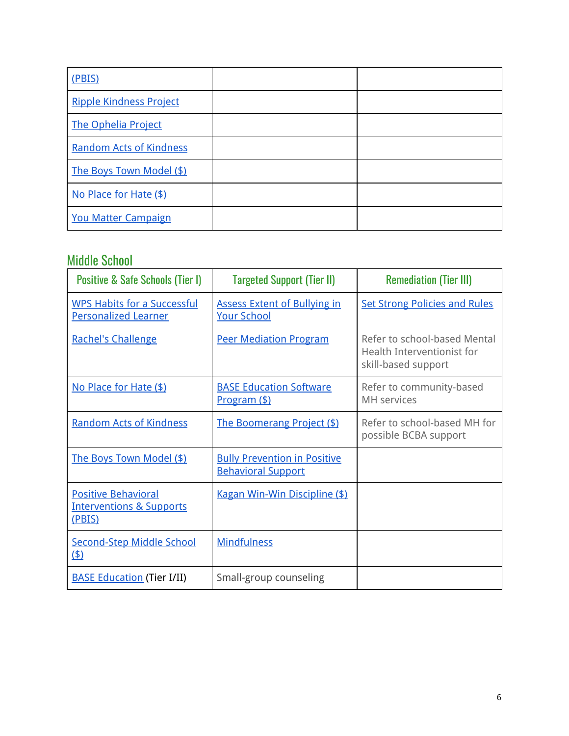| | | |
|---|---|---|
| (PBIS) | | |
| Ripple Kindness Project | | |
| The Ophelia Project | | |
| Random Acts of Kindness | | |
| The Boys Town Model ($) | | |
| No Place for Hate ($) | | |
| You Matter Campaign | | |

## Middle School

| Positive & Safe Schools (Tier I) | Targeted Support (Tier II) | Remediation (Tier III) |
|---|---|---|
| WPS Habits for a Successful Personalized Learner | Assess Extent of Bullying in Your School | Set Strong Policies and Rules |
| Rachel's Challenge | Peer Mediation Program | Refer to school-based Mental Health Interventionist for skill-based support |
| No Place for Hate ($) | BASE Education Software Program ($) | Refer to community-based MH services |
| Random Acts of Kindness | The Boomerang Project ($) | Refer to school-based MH for possible BCBA support |
| The Boys Town Model ($) | Bully Prevention in Positive Behavioral Support | |
| Positive Behavioral Interventions & Supports (PBIS) | Kagan Win-Win Discipline ($) | |
| Second-Step Middle School ($) | Mindfulness | |
| BASE Education (Tier I/II) | Small-group counseling | |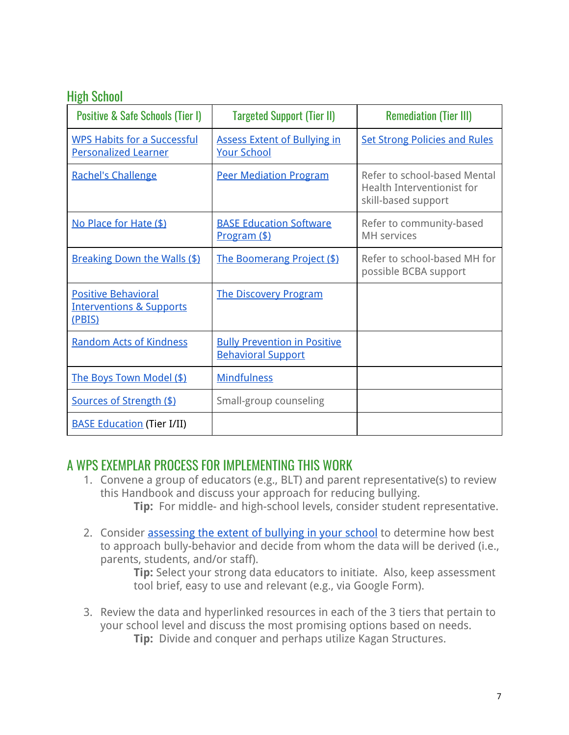## High School

| Positive & Safe Schools (Tier I) | Targeted Support (Tier II) | Remediation (Tier III) |
|---|---|---|
| WPS Habits for a Successful Personalized Learner | Assess Extent of Bullying in Your School | Set Strong Policies and Rules |
| Rachel's Challenge | Peer Mediation Program | Refer to school-based Mental Health Interventionist for skill-based support |
| No Place for Hate ($) | BASE Education Software Program ($) | Refer to community-based MH services |
| Breaking Down the Walls ($) | The Boomerang Project ($) | Refer to school-based MH for possible BCBA support |
| Positive Behavioral Interventions & Supports (PBIS) | The Discovery Program | |
| Random Acts of Kindness | Bully Prevention in Positive Behavioral Support | |
| The Boys Town Model ($) | Mindfulness | |
| Sources of Strength ($) | Small-group counseling | |
| BASE Education (Tier I/II) | | |

## A WPS EXEMPLAR PROCESS FOR IMPLEMENTING THIS WORK

1. Convene a group of educators (e.g., BLT) and parent representative(s) to review this Handbook and discuss your approach for reducing bullying.
   **Tip:** For middle- and high-school levels, consider student representative.

2. Consider assessing the extent of bullying in your school to determine how best to approach bully-behavior and decide from whom the data will be derived (i.e., parents, students, and/or staff).
   **Tip:** Select your strong data educators to initiate. Also, keep assessment tool brief, easy to use and relevant (e.g., via Google Form).

3. Review the data and hyperlinked resources in each of the 3 tiers that pertain to your school level and discuss the most promising options based on needs.
   **Tip:** Divide and conquer and perhaps utilize Kagan Structures.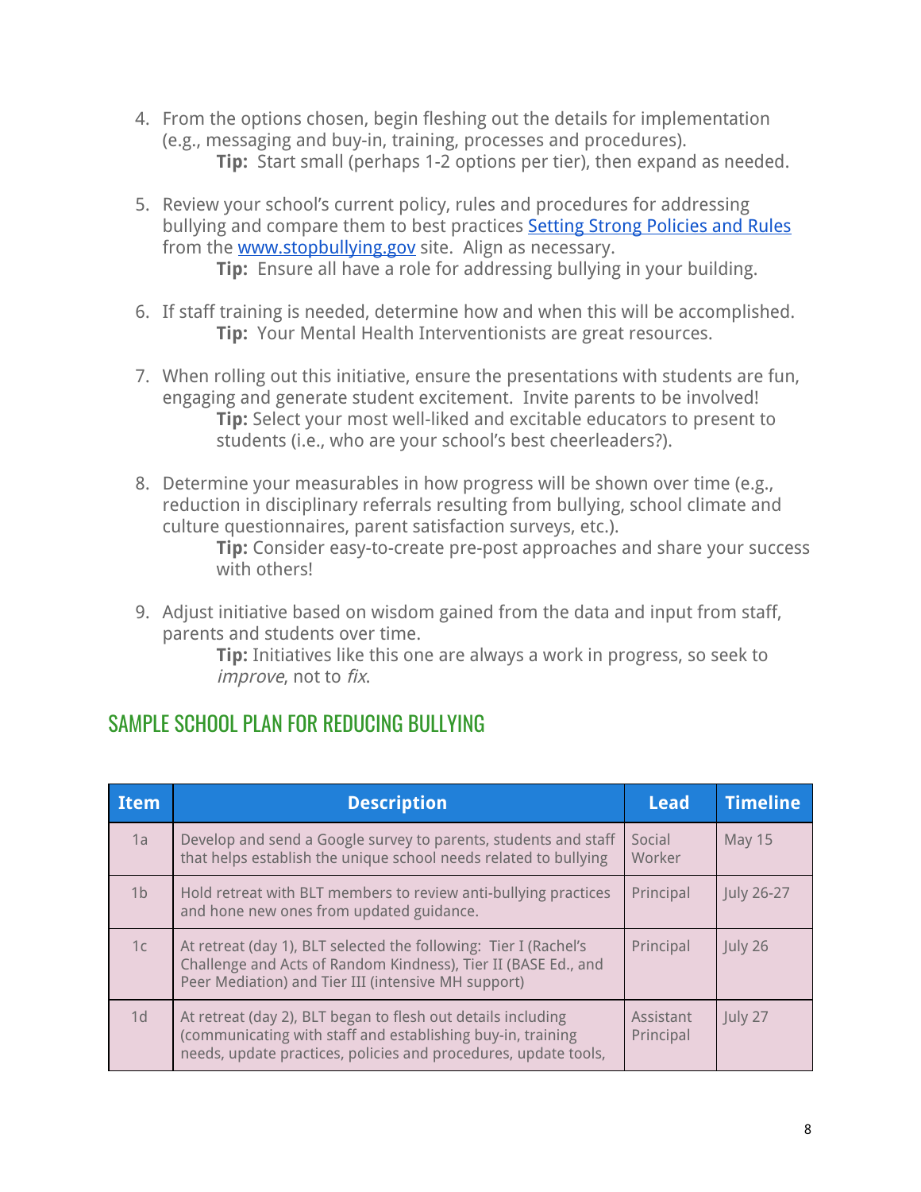4. From the options chosen, begin fleshing out the details for implementation (e.g., messaging and buy-in, training, processes and procedures).
   **Tip:** Start small (perhaps 1-2 options per tier), then expand as needed.

5. Review your school's current policy, rules and procedures for addressing bullying and compare them to best practices [Setting Strong Policies and Rules](#) from the [www.stopbullying.gov](http://www.stopbullying.gov) site. Align as necessary.
   **Tip:** Ensure all have a role for addressing bullying in your building.

6. If staff training is needed, determine how and when this will be accomplished.
   **Tip:** Your Mental Health Interventionists are great resources.

7. When rolling out this initiative, ensure the presentations with students are fun, engaging and generate student excitement. Invite parents to be involved!
   **Tip:** Select your most well-liked and excitable educators to present to students (i.e., who are your school's best cheerleaders?).

8. Determine your measurables in how progress will be shown over time (e.g., reduction in disciplinary referrals resulting from bullying, school climate and culture questionnaires, parent satisfaction surveys, etc.).
   **Tip:** Consider easy-to-create pre-post approaches and share your success with others!

9. Adjust initiative based on wisdom gained from the data and input from staff, parents and students over time.
   **Tip:** Initiatives like this one are always a work in progress, so seek to *improve*, not to *fix*.

## SAMPLE SCHOOL PLAN FOR REDUCING BULLYING

| Item | Description | Lead | Timeline |
|---|---|---|---|
| 1a | Develop and send a Google survey to parents, students and staff that helps establish the unique school needs related to bullying | Social Worker | May 15 |
| 1b | Hold retreat with BLT members to review anti-bullying practices and hone new ones from updated guidance. | Principal | July 26-27 |
| 1c | At retreat (day 1), BLT selected the following: Tier I (Rachel's Challenge and Acts of Random Kindness), Tier II (BASE Ed., and Peer Mediation) and Tier III (intensive MH support) | Principal | July 26 |
| 1d | At retreat (day 2), BLT began to flesh out details including (communicating with staff and establishing buy-in, training needs, update practices, policies and procedures, update tools, | Assistant Principal | July 27 |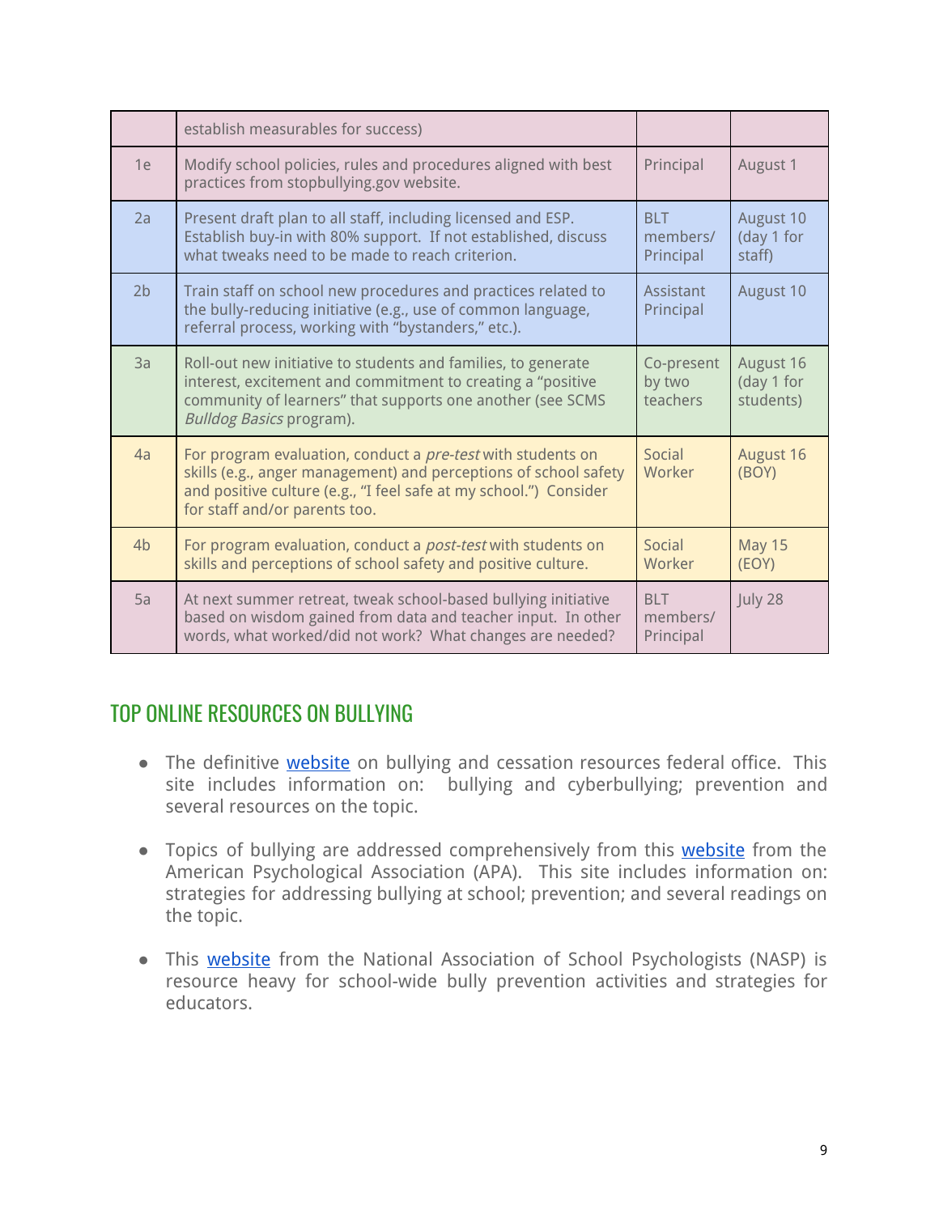| | | | |
|---|---|---|---|
| | establish measurables for success) | | |
| 1e | Modify school policies, rules and procedures aligned with best practices from stopbullying.gov website. | Principal | August 1 |
| 2a | Present draft plan to all staff, including licensed and ESP. Establish buy-in with 80% support. If not established, discuss what tweaks need to be made to reach criterion. | BLT members/ Principal | August 10 (day 1 for staff) |
| 2b | Train staff on school new procedures and practices related to the bully-reducing initiative (e.g., use of common language, referral process, working with "bystanders," etc.). | Assistant Principal | August 10 |
| 3a | Roll-out new initiative to students and families, to generate interest, excitement and commitment to creating a "positive community of learners" that supports one another (see SCMS *Bulldog Basics* program). | Co-present by two teachers | August 16 (day 1 for students) |
| 4a | For program evaluation, conduct a *pre-test* with students on skills (e.g., anger management) and perceptions of school safety and positive culture (e.g., "I feel safe at my school.") Consider for staff and/or parents too. | Social Worker | August 16 (BOY) |
| 4b | For program evaluation, conduct a *post-test* with students on skills and perceptions of school safety and positive culture. | Social Worker | May 15 (EOY) |
| 5a | At next summer retreat, tweak school-based bullying initiative based on wisdom gained from data and teacher input. In other words, what worked/did not work? What changes are needed? | BLT members/ Principal | July 28 |

## TOP ONLINE RESOURCES ON BULLYING

- The definitive website on bullying and cessation resources federal office. This site includes information on: bullying and cyberbullying; prevention and several resources on the topic.
- Topics of bullying are addressed comprehensively from this website from the American Psychological Association (APA). This site includes information on: strategies for addressing bullying at school; prevention; and several readings on the topic.
- This website from the National Association of School Psychologists (NASP) is resource heavy for school-wide bully prevention activities and strategies for educators.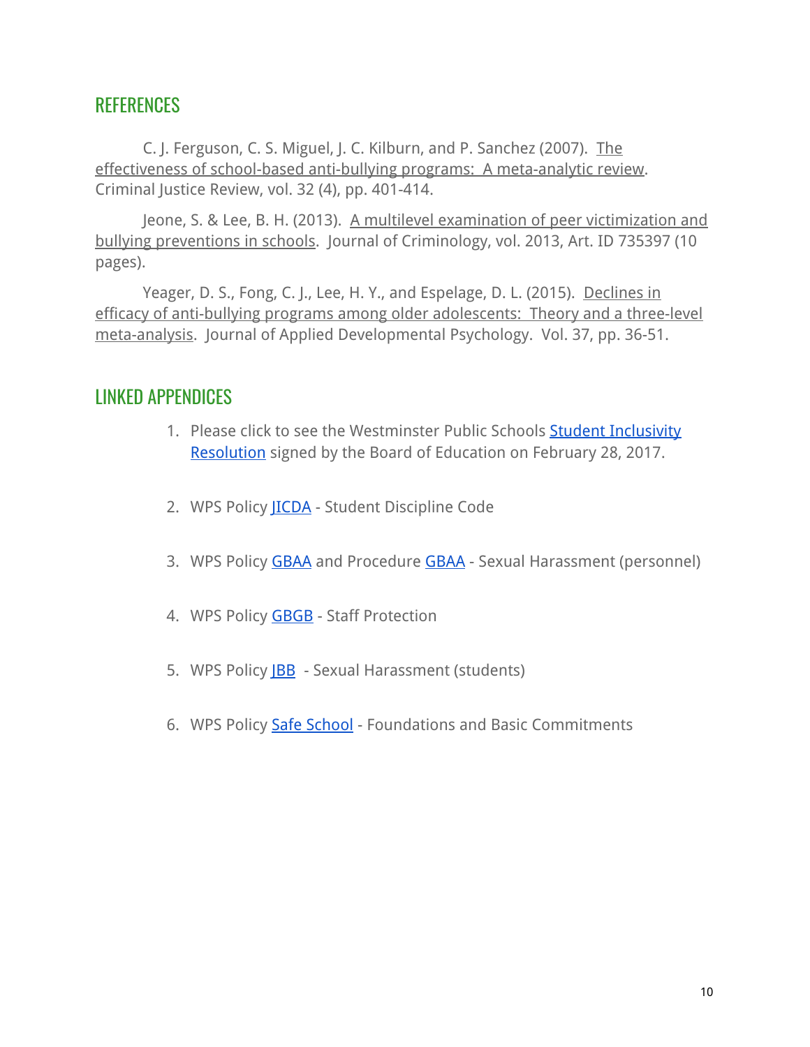## REFERENCES

C. J. Ferguson, C. S. Miguel, J. C. Kilburn, and P. Sanchez (2007). The effectiveness of school-based anti-bullying programs: A meta-analytic review. Criminal Justice Review, vol. 32 (4), pp. 401-414.

Jeone, S. & Lee, B. H. (2013). A multilevel examination of peer victimization and bullying preventions in schools. Journal of Criminology, vol. 2013, Art. ID 735397 (10 pages).

Yeager, D. S., Fong, C. J., Lee, H. Y., and Espelage, D. L. (2015). Declines in efficacy of anti-bullying programs among older adolescents: Theory and a three-level meta-analysis. Journal of Applied Developmental Psychology. Vol. 37, pp. 36-51.

## LINKED APPENDICES

1. Please click to see the Westminster Public Schools Student Inclusivity Resolution signed by the Board of Education on February 28, 2017.

2. WPS Policy JICDA - Student Discipline Code

3. WPS Policy GBAA and Procedure GBAA - Sexual Harassment (personnel)

4. WPS Policy GBGB - Staff Protection

5. WPS Policy JBB - Sexual Harassment (students)

6. WPS Policy Safe School - Foundations and Basic Commitments